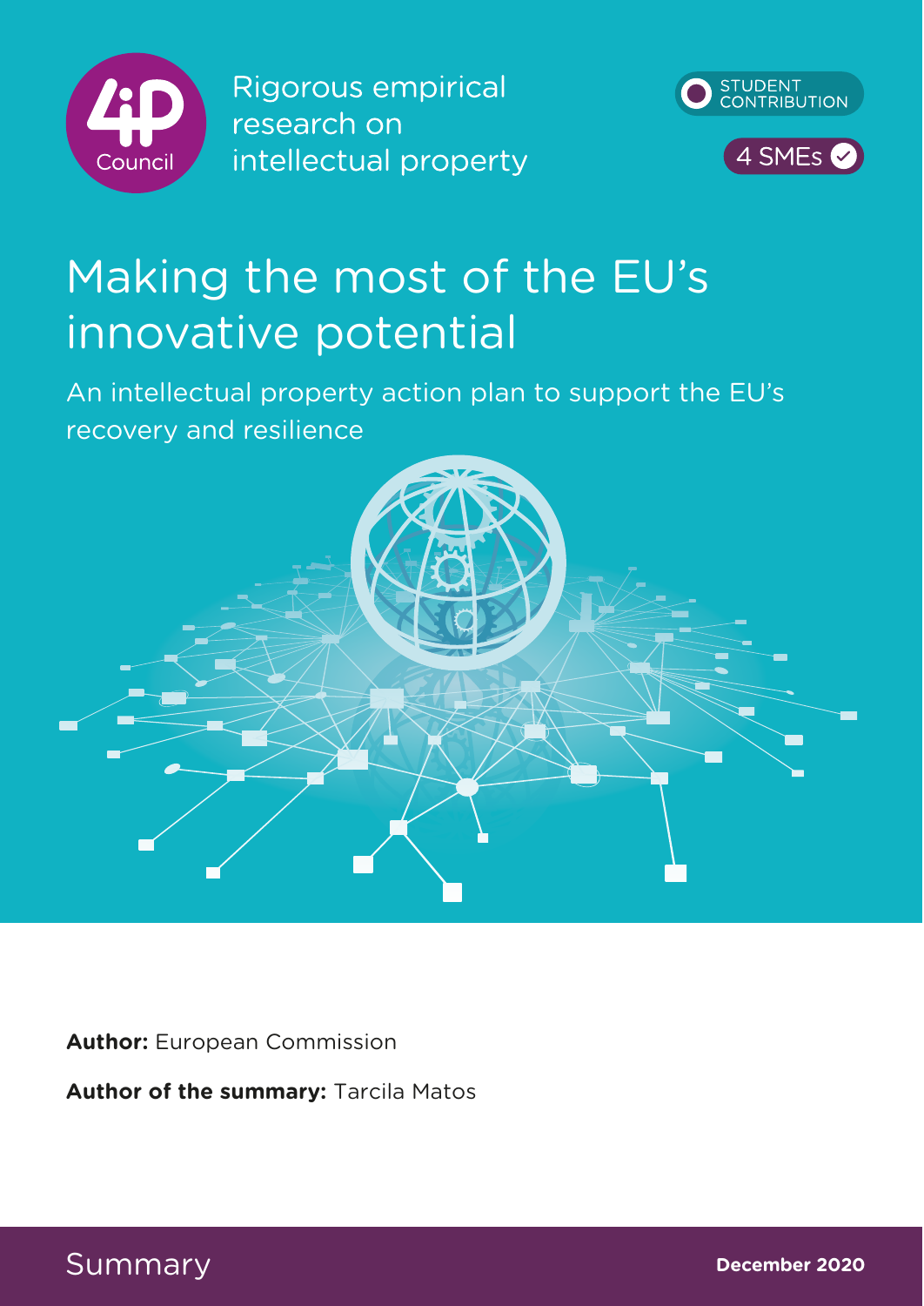4iP Council

Rigorous empirical research on intellectual property

STUDENT CONTRIBUTION

4 SMEs

# Making the most of the EU's innovative potential

## An intellectual property action plan to support the EU's recovery and resilience

**Author:** European Commission

**Author of the summary:** Tarcila Matos

Summary

**December 2020**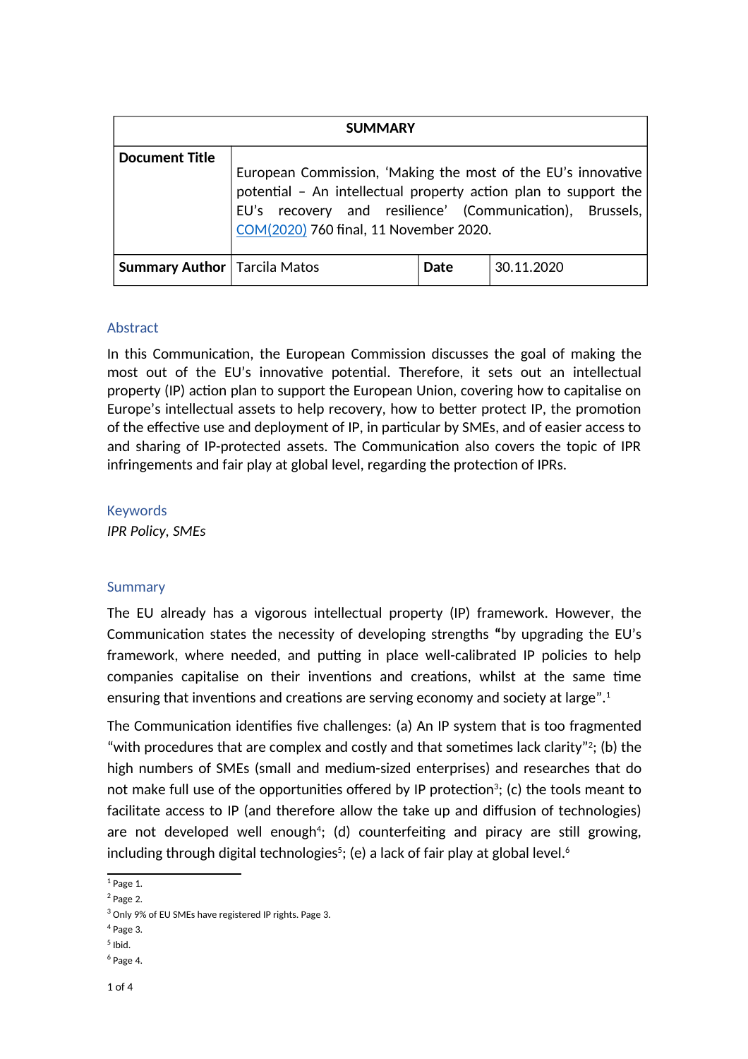| SUMMARY | | | |
|---|---|---|---|
| **Document Title** | European Commission, 'Making the most of the EU's innovative potential – An intellectual property action plan to support the EU's recovery and resilience' (Communication), Brussels, [COM(2020)](COM(2020)) 760 final, 11 November 2020. | | |
| **Summary Author** | Tarcila Matos | **Date** | 30.11.2020 |

## Abstract

In this Communication, the European Commission discusses the goal of making the most out of the EU's innovative potential. Therefore, it sets out an intellectual property (IP) action plan to support the European Union, covering how to capitalise on Europe's intellectual assets to help recovery, how to better protect IP, the promotion of the effective use and deployment of IP, in particular by SMEs, and of easier access to and sharing of IP-protected assets. The Communication also covers the topic of IPR infringements and fair play at global level, regarding the protection of IPRs.

## Keywords

*IPR Policy*, *SMEs*

## Summary

The EU already has a vigorous intellectual property (IP) framework. However, the Communication states the necessity of developing strengths **"**by upgrading the EU's framework, where needed, and putting in place well-calibrated IP policies to help companies capitalise on their inventions and creations, whilst at the same time ensuring that inventions and creations are serving economy and society at large".[1]

The Communication identifies five challenges: (a) An IP system that is too fragmented "with procedures that are complex and costly and that sometimes lack clarity"[2]; (b) the high numbers of SMEs (small and medium-sized enterprises) and researches that do not make full use of the opportunities offered by IP protection[3]; (c) the tools meant to facilitate access to IP (and therefore allow the take up and diffusion of technologies) are not developed well enough[4]; (d) counterfeiting and piracy are still growing, including through digital technologies[5]; (e) a lack of fair play at global level.[6]

---

[1] Page 1.

[2] Page 2.

[3] Only 9% of EU SMEs have registered IP rights. Page 3.

[4] Page 3.

[5] Ibid.

[6] Page 4.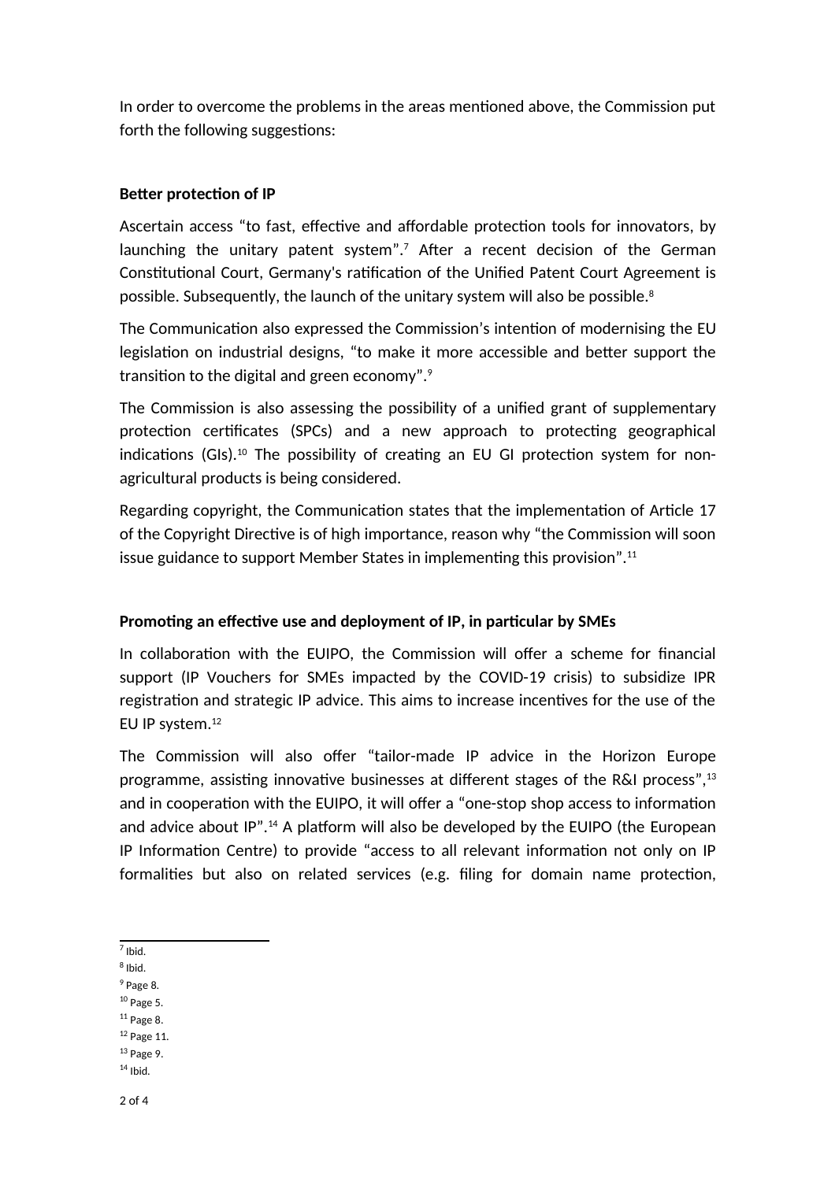In order to overcome the problems in the areas mentioned above, the Commission put forth the following suggestions:

**Better protection of IP**

Ascertain access "to fast, effective and affordable protection tools for innovators, by launching the unitary patent system".[7] After a recent decision of the German Constitutional Court, Germany's ratification of the Unified Patent Court Agreement is possible. Subsequently, the launch of the unitary system will also be possible.[8]

The Communication also expressed the Commission's intention of modernising the EU legislation on industrial designs, "to make it more accessible and better support the transition to the digital and green economy".[9]

The Commission is also assessing the possibility of a unified grant of supplementary protection certificates (SPCs) and a new approach to protecting geographical indications (GIs).[10] The possibility of creating an EU GI protection system for non-agricultural products is being considered.

Regarding copyright, the Communication states that the implementation of Article 17 of the Copyright Directive is of high importance, reason why "the Commission will soon issue guidance to support Member States in implementing this provision".[11]

**Promoting an effective use and deployment of IP, in particular by SMEs**

In collaboration with the EUIPO, the Commission will offer a scheme for financial support (IP Vouchers for SMEs impacted by the COVID-19 crisis) to subsidize IPR registration and strategic IP advice. This aims to increase incentives for the use of the EU IP system.[12]

The Commission will also offer "tailor-made IP advice in the Horizon Europe programme, assisting innovative businesses at different stages of the R&I process",[13] and in cooperation with the EUIPO, it will offer a "one-stop shop access to information and advice about IP".[14] A platform will also be developed by the EUIPO (the European IP Information Centre) to provide "access to all relevant information not only on IP formalities but also on related services (e.g. filing for domain name protection,

---

[7] Ibid.
[8] Ibid.
[9] Page 8.
[10] Page 5.
[11] Page 8.
[12] Page 11.
[13] Page 9.
[14] Ibid.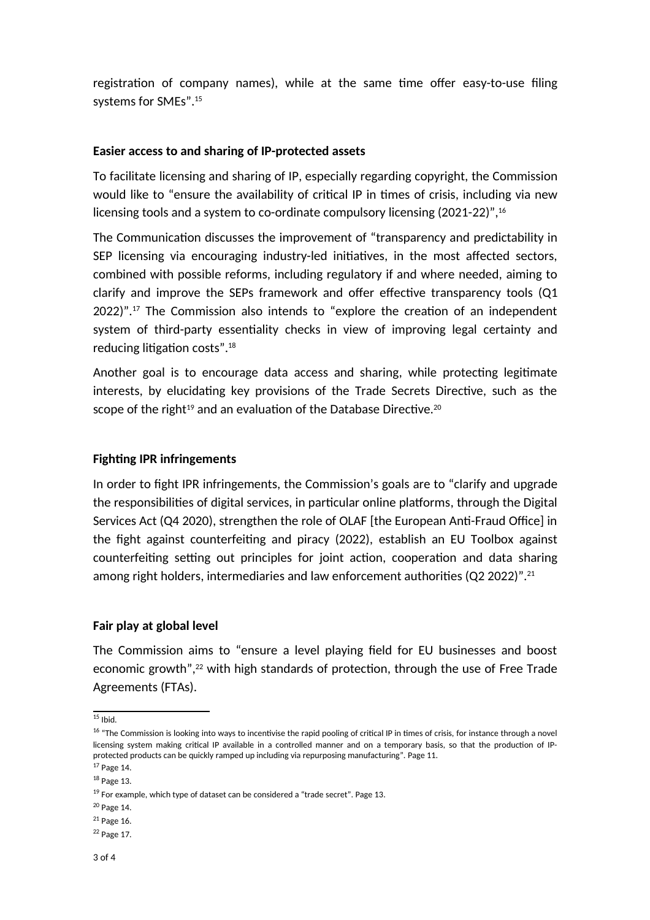registration of company names), while at the same time offer easy-to-use filing systems for SMEs".[15]

## Easier access to and sharing of IP-protected assets

To facilitate licensing and sharing of IP, especially regarding copyright, the Commission would like to "ensure the availability of critical IP in times of crisis, including via new licensing tools and a system to co-ordinate compulsory licensing (2021-22)",[16]

The Communication discusses the improvement of "transparency and predictability in SEP licensing via encouraging industry-led initiatives, in the most affected sectors, combined with possible reforms, including regulatory if and where needed, aiming to clarify and improve the SEPs framework and offer effective transparency tools (Q1 2022)".[17] The Commission also intends to "explore the creation of an independent system of third-party essentiality checks in view of improving legal certainty and reducing litigation costs".[18]

Another goal is to encourage data access and sharing, while protecting legitimate interests, by elucidating key provisions of the Trade Secrets Directive, such as the scope of the right[19] and an evaluation of the Database Directive.[20]

## Fighting IPR infringements

In order to fight IPR infringements, the Commission's goals are to "clarify and upgrade the responsibilities of digital services, in particular online platforms, through the Digital Services Act (Q4 2020), strengthen the role of OLAF [the European Anti-Fraud Office] in the fight against counterfeiting and piracy (2022), establish an EU Toolbox against counterfeiting setting out principles for joint action, cooperation and data sharing among right holders, intermediaries and law enforcement authorities (Q2 2022)".[21]

## Fair play at global level

The Commission aims to "ensure a level playing field for EU businesses and boost economic growth",[22] with high standards of protection, through the use of Free Trade Agreements (FTAs).

---

[15] Ibid.

[16] "The Commission is looking into ways to incentivise the rapid pooling of critical IP in times of crisis, for instance through a novel licensing system making critical IP available in a controlled manner and on a temporary basis, so that the production of IP-protected products can be quickly ramped up including via repurposing manufacturing". Page 11.

[17] Page 14.

[18] Page 13.

[19] For example, which type of dataset can be considered a "trade secret". Page 13.

[20] Page 14.

[21] Page 16.

[22] Page 17.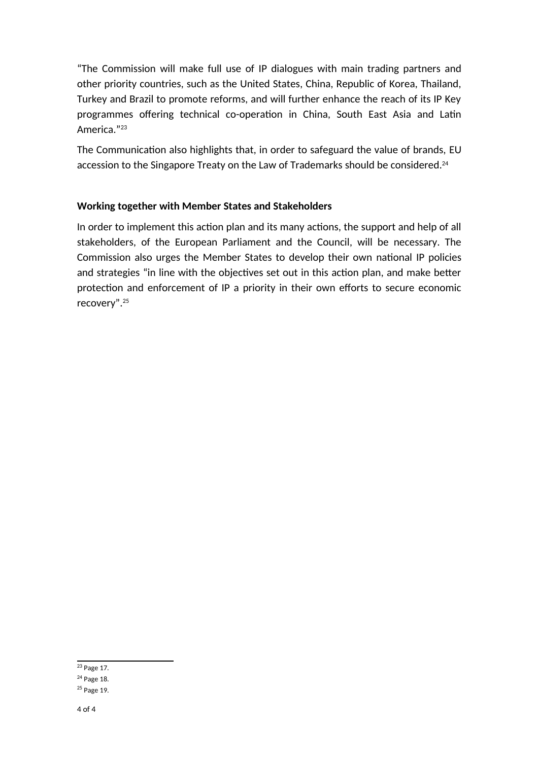“The Commission will make full use of IP dialogues with main trading partners and other priority countries, such as the United States, China, Republic of Korea, Thailand, Turkey and Brazil to promote reforms, and will further enhance the reach of its IP Key programmes offering technical co-operation in China, South East Asia and Latin America.”[23]

The Communication also highlights that, in order to safeguard the value of brands, EU accession to the Singapore Treaty on the Law of Trademarks should be considered.[24]

**Working together with Member States and Stakeholders**

In order to implement this action plan and its many actions, the support and help of all stakeholders, of the European Parliament and the Council, will be necessary. The Commission also urges the Member States to develop their own national IP policies and strategies “in line with the objectives set out in this action plan, and make better protection and enforcement of IP a priority in their own efforts to secure economic recovery”.[25]

[23] Page 17.

[24] Page 18.

[25] Page 19.